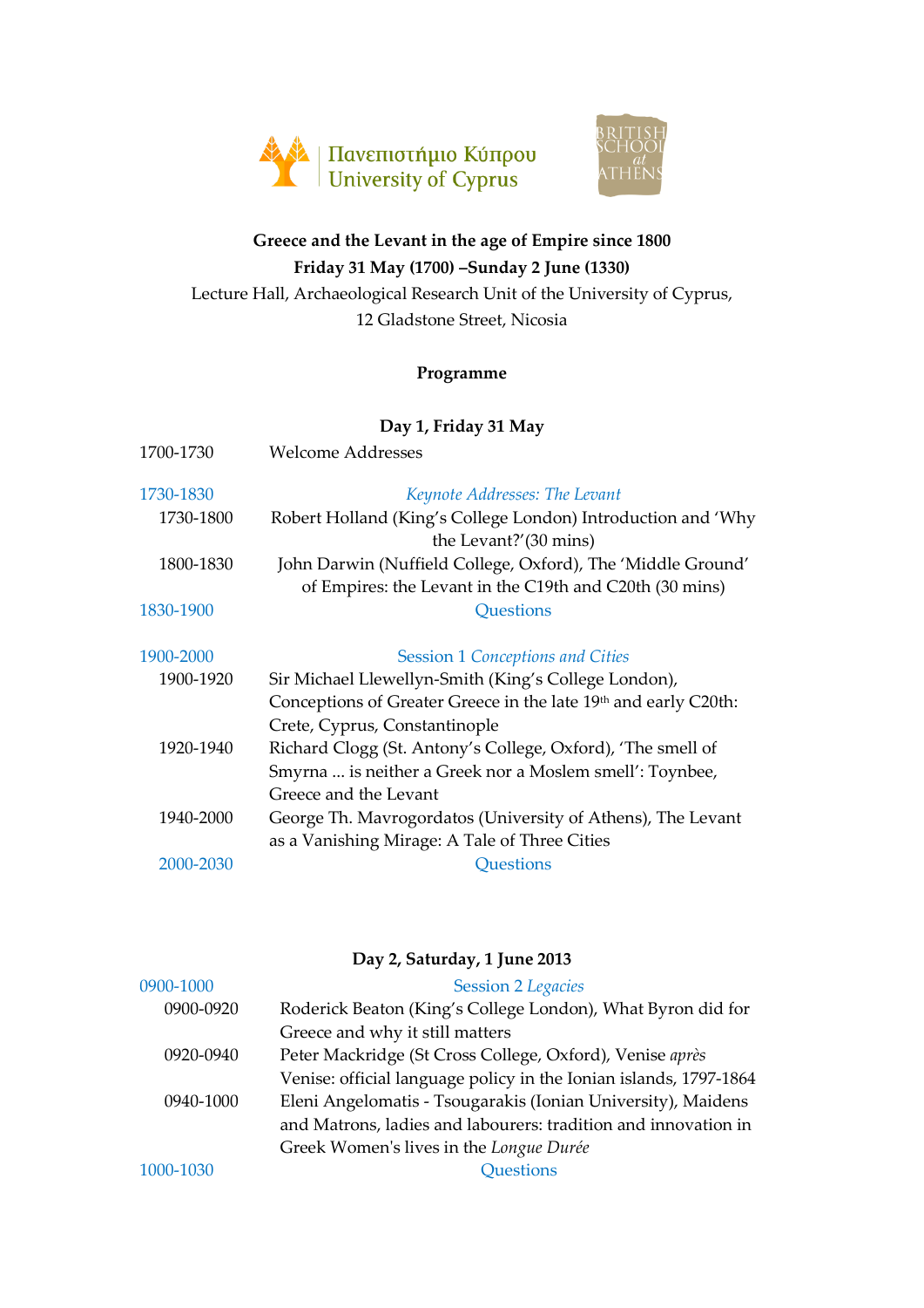Πανεπιστήμιο Κύπρου
University of Cyprus

BRITISH SCHOOL at ATHENS

**Greece and the Levant in the age of Empire since 1800**

**Friday 31 May (1700) –Sunday 2 June (1330)**

Lecture Hall, Archaeological Research Unit of the University of Cyprus,
12 Gladstone Street, Nicosia

**Programme**

**Day 1, Friday 31 May**

| | |
|---|---|
| 1700-1730 | Welcome Addresses |
| 1730-1830 | *Keynote Addresses: The Levant* |
| 1730-1800 | Robert Holland (King's College London) Introduction and 'Why the Levant?'(30 mins) |
| 1800-1830 | John Darwin (Nuffield College, Oxford), The 'Middle Ground' of Empires: the Levant in the C19th and C20th (30 mins) |
| 1830-1900 | Questions |
| 1900-2000 | Session 1 *Conceptions and Cities* |
| 1900-1920 | Sir Michael Llewellyn-Smith (King's College London), Conceptions of Greater Greece in the late 19th and early C20th: Crete, Cyprus, Constantinople |
| 1920-1940 | Richard Clogg (St. Antony's College, Oxford), 'The smell of Smyrna ... is neither a Greek nor a Moslem smell': Toynbee, Greece and the Levant |
| 1940-2000 | George Th. Mavrogordatos (University of Athens), The Levant as a Vanishing Mirage: A Tale of Three Cities |
| 2000-2030 | Questions |

**Day 2, Saturday, 1 June 2013**

| | |
|---|---|
| 0900-1000 | Session 2 *Legacies* |
| 0900-0920 | Roderick Beaton (King's College London), What Byron did for Greece and why it still matters |
| 0920-0940 | Peter Mackridge (St Cross College, Oxford), Venise *après* Venise: official language policy in the Ionian islands, 1797-1864 |
| 0940-1000 | Eleni Angelomatis - Tsougarakis (Ionian University), Maidens and Matrons, ladies and labourers: tradition and innovation in Greek Women's lives in the *Longue Durée* |
| 1000-1030 | Questions |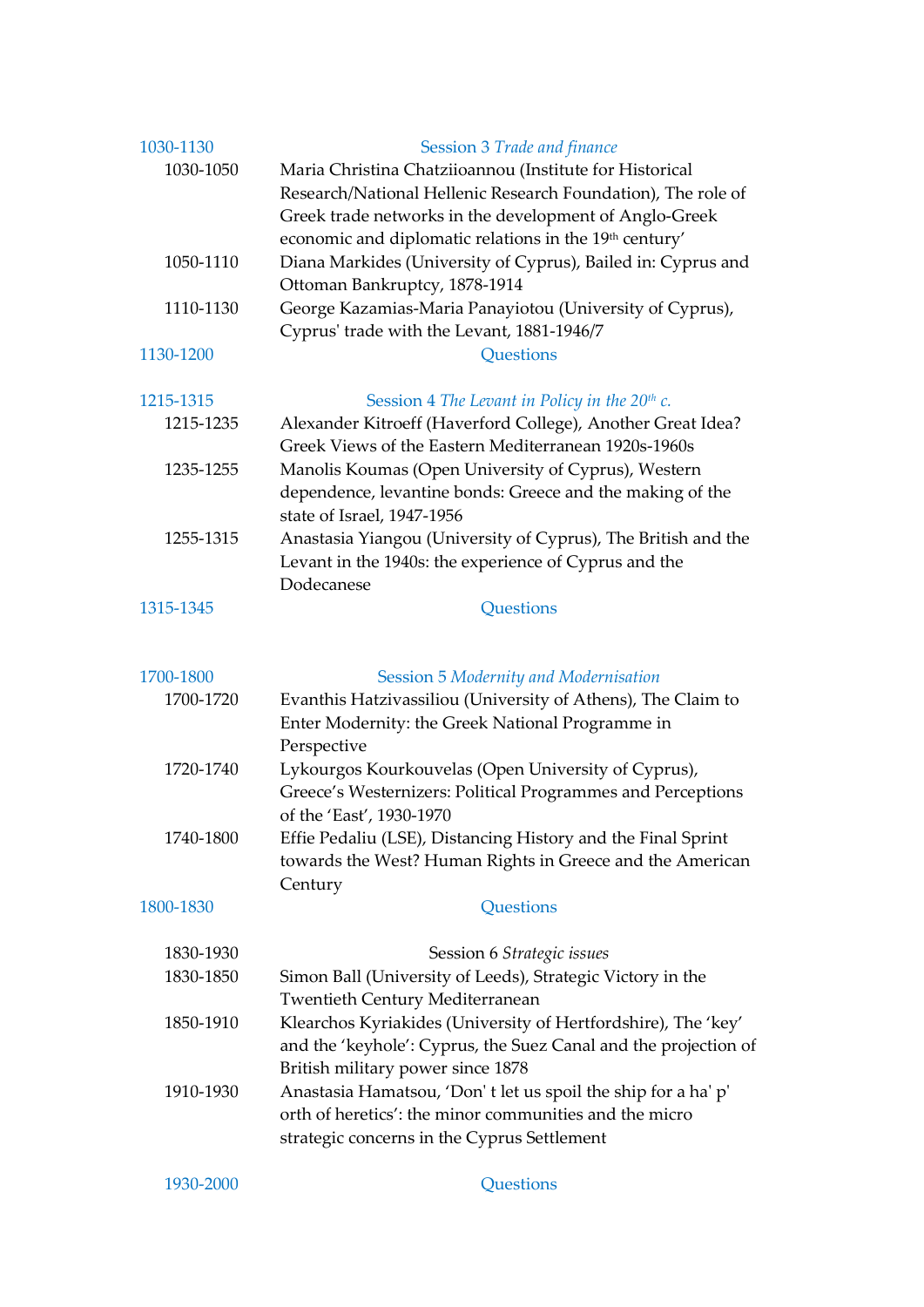| | |
|---|---|
| 1030-1130 | Session 3 *Trade and finance* |
| 1030-1050 | Maria Christina Chatziioannou (Institute for Historical Research/National Hellenic Research Foundation), The role of Greek trade networks in the development of Anglo-Greek economic and diplomatic relations in the 19th century' |
| 1050-1110 | Diana Markides (University of Cyprus), Bailed in: Cyprus and Ottoman Bankruptcy, 1878-1914 |
| 1110-1130 | George Kazamias-Maria Panayiotou (University of Cyprus), Cyprus' trade with the Levant, 1881-1946/7 |
| 1130-1200 | Questions |
| | |
| 1215-1315 | Session 4 *The Levant in Policy in the 20th c.* |
| 1215-1235 | Alexander Kitroeff (Haverford College), Another Great Idea? Greek Views of the Eastern Mediterranean 1920s-1960s |
| 1235-1255 | Manolis Koumas (Open University of Cyprus), Western dependence, levantine bonds: Greece and the making of the state of Israel, 1947-1956 |
| 1255-1315 | Anastasia Yiangou (University of Cyprus), The British and the Levant in the 1940s: the experience of Cyprus and the Dodecanese |
| 1315-1345 | Questions |
| | |
| 1700-1800 | Session 5 *Modernity and Modernisation* |
| 1700-1720 | Evanthis Hatzivassiliou (University of Athens), The Claim to Enter Modernity: the Greek National Programme in Perspective |
| 1720-1740 | Lykourgos Kourkouvelas (Open University of Cyprus), Greece's Westernizers: Political Programmes and Perceptions of the 'East', 1930-1970 |
| 1740-1800 | Effie Pedaliu (LSE), Distancing History and the Final Sprint towards the West? Human Rights in Greece and the American Century |
| 1800-1830 | Questions |
| | |
| 1830-1930 | Session 6 *Strategic issues* |
| 1830-1850 | Simon Ball (University of Leeds), Strategic Victory in the Twentieth Century Mediterranean |
| 1850-1910 | Klearchos Kyriakides (University of Hertfordshire), The 'key' and the 'keyhole': Cyprus, the Suez Canal and the projection of British military power since 1878 |
| 1910-1930 | Anastasia Hamatsou, 'Don' t let us spoil the ship for a ha' p' orth of heretics': the minor communities and the micro strategic concerns in the Cyprus Settlement |
| 1930-2000 | Questions |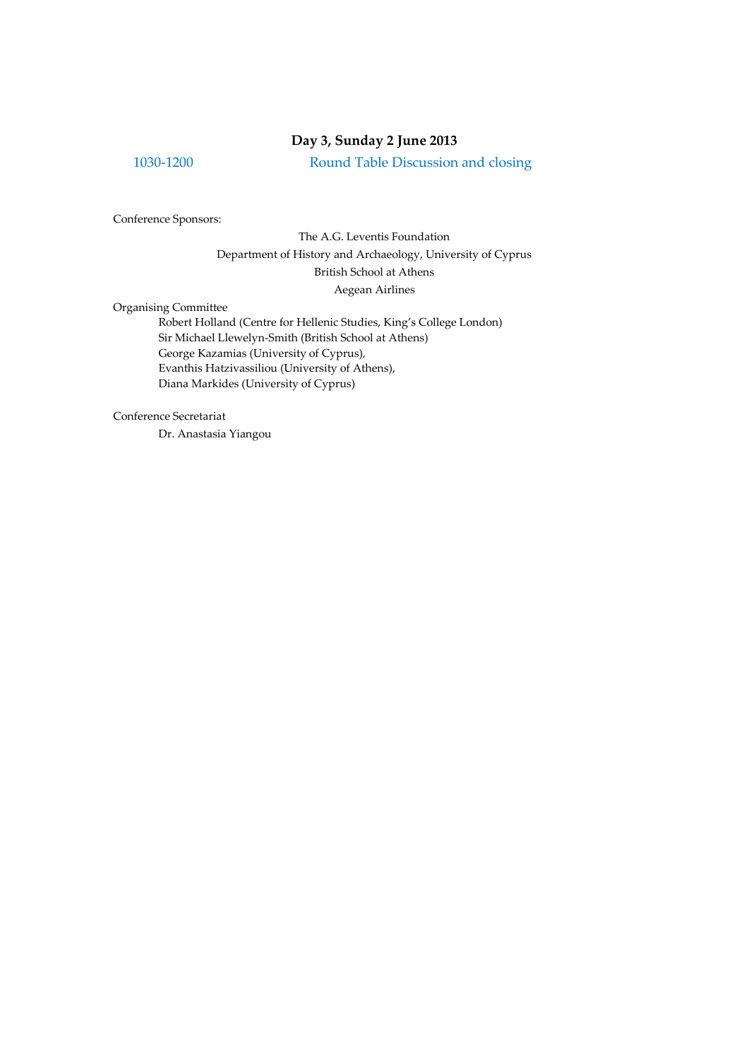### Day 3, Sunday 2 June 2013

1030-1200 Round Table Discussion and closing

Conference Sponsors:

The A.G. Leventis Foundation

Department of History and Archaeology, University of Cyprus

British School at Athens

Aegean Airlines

Organising Committee

Robert Holland (Centre for Hellenic Studies, King's College London)
Sir Michael Llewelyn-Smith (British School at Athens)
George Kazamias (University of Cyprus),
Evanthis Hatzivassiliou (University of Athens),
Diana Markides (University of Cyprus)

Conference Secretariat

Dr. Anastasia Yiangou